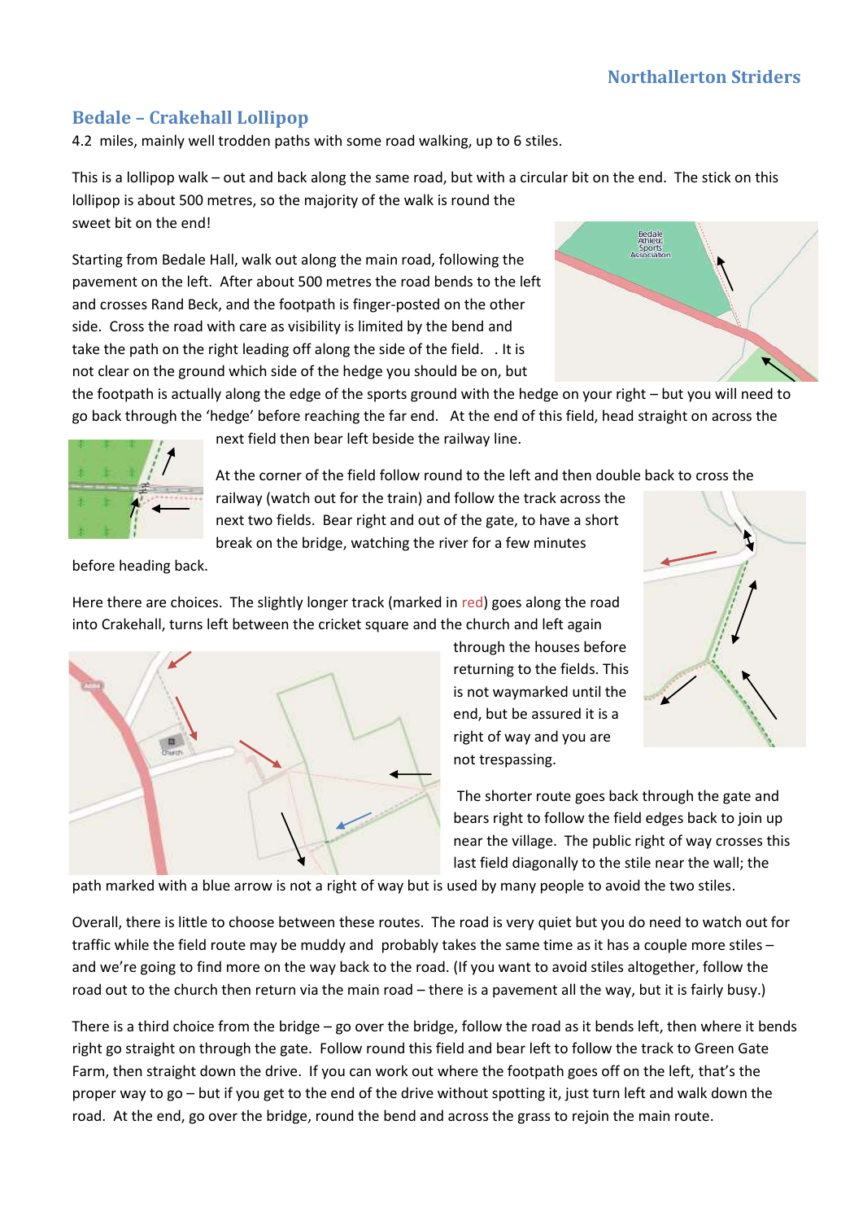Northallerton Striders

## Bedale – Crakehall Lollipop

4.2 miles, mainly well trodden paths with some road walking, up to 6 stiles.

This is a lollipop walk – out and back along the same road, but with a circular bit on the end. The stick on this lollipop is about 500 metres, so the majority of the walk is round the sweet bit on the end!

Starting from Bedale Hall, walk out along the main road, following the pavement on the left. After about 500 metres the road bends to the left and crosses Rand Beck, and the footpath is finger-posted on the other side. Cross the road with care as visibility is limited by the bend and take the path on the right leading off along the side of the field. . It is not clear on the ground which side of the hedge you should be on, but the footpath is actually along the edge of the sports ground with the hedge on your right – but you will need to go back through the 'hedge' before reaching the far end. At the end of this field, head straight on across the next field then bear left beside the railway line.

At the corner of the field follow round to the left and then double back to cross the railway (watch out for the train) and follow the track across the next two fields. Bear right and out of the gate, to have a short break on the bridge, watching the river for a few minutes before heading back.

Here there are choices. The slightly longer track (marked in red) goes along the road into Crakehall, turns left between the cricket square and the church and left again through the houses before returning to the fields. This is not waymarked until the end, but be assured it is a right of way and you are not trespassing.

The shorter route goes back through the gate and bears right to follow the field edges back to join up near the village. The public right of way crosses this last field diagonally to the stile near the wall; the path marked with a blue arrow is not a right of way but is used by many people to avoid the two stiles.

Overall, there is little to choose between these routes. The road is very quiet but you do need to watch out for traffic while the field route may be muddy and probably takes the same time as it has a couple more stiles – and we're going to find more on the way back to the road. (If you want to avoid stiles altogether, follow the road out to the church then return via the main road – there is a pavement all the way, but it is fairly busy.)

There is a third choice from the bridge – go over the bridge, follow the road as it bends left, then where it bends right go straight on through the gate. Follow round this field and bear left to follow the track to Green Gate Farm, then straight down the drive. If you can work out where the footpath goes off on the left, that's the proper way to go – but if you get to the end of the drive without spotting it, just turn left and walk down the road. At the end, go over the bridge, round the bend and across the grass to rejoin the main route.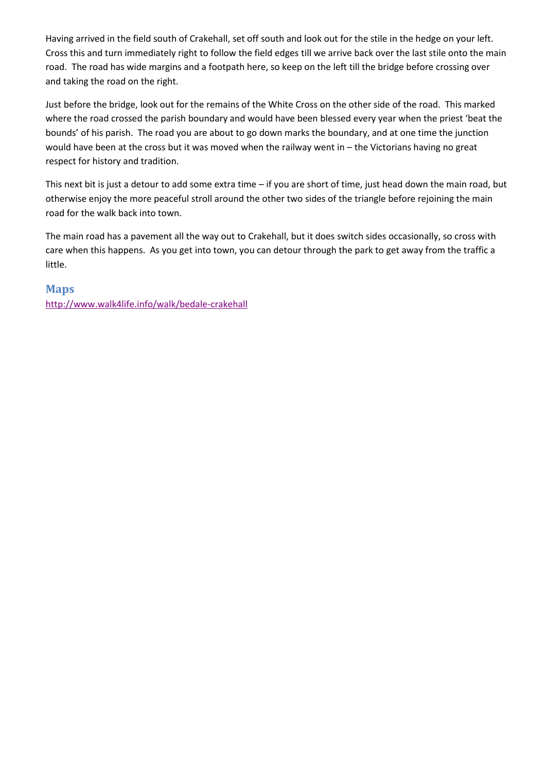Having arrived in the field south of Crakehall, set off south and look out for the stile in the hedge on your left. Cross this and turn immediately right to follow the field edges till we arrive back over the last stile onto the main road. The road has wide margins and a footpath here, so keep on the left till the bridge before crossing over and taking the road on the right.

Just before the bridge, look out for the remains of the White Cross on the other side of the road. This marked where the road crossed the parish boundary and would have been blessed every year when the priest 'beat the bounds' of his parish. The road you are about to go down marks the boundary, and at one time the junction would have been at the cross but it was moved when the railway went in – the Victorians having no great respect for history and tradition.

This next bit is just a detour to add some extra time – if you are short of time, just head down the main road, but otherwise enjoy the more peaceful stroll around the other two sides of the triangle before rejoining the main road for the walk back into town.

The main road has a pavement all the way out to Crakehall, but it does switch sides occasionally, so cross with care when this happens. As you get into town, you can detour through the park to get away from the traffic a little.

## Maps

http://www.walk4life.info/walk/bedale-crakehall